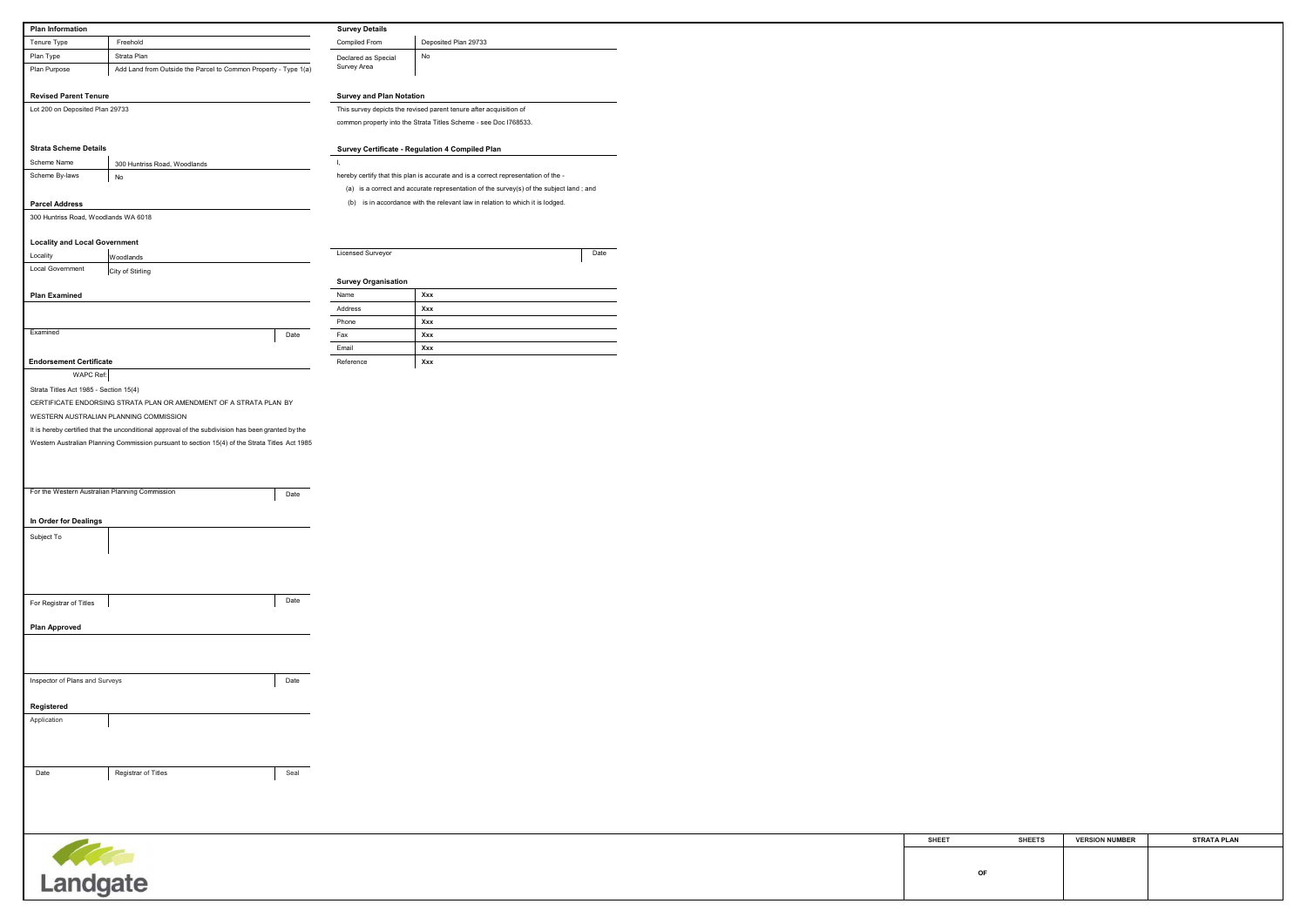## Plan Information

| | |
|---|---|
| Tenure Type | Freehold |
| Plan Type | Strata Plan |
| Plan Purpose | Add Land from Outside the Parcel to Common Property - Type 1(a) |

## Revised Parent Tenure

Lot 200 on Deposited Plan 29733

## Strata Scheme Details

| | |
|---|---|
| Scheme Name | 300 Huntriss Road, Woodlands |
| Scheme By-laws | No |

## Parcel Address

300 Huntriss Road, Woodlands WA 6018

## Locality and Local Government

| | |
|---|---|
| Locality | Woodlands |
| Local Government | City of Stirling |

## Plan Examined

Examined — Date

## Endorsement Certificate

WAPC Ref:

Strata Titles Act 1985 - Section 15(4)

CERTIFICATE ENDORSING STRATA PLAN OR AMENDMENT OF A STRATA PLAN BY WESTERN AUSTRALIAN PLANNING COMMISSION

It is hereby certified that the unconditional approval of the subdivision has been granted by the Western Australian Planning Commission pursuant to section 15(4) of the Strata Titles Act 1985

For the Western Australian Planning Commission — Date

## In Order for Dealings

Subject To

For Registrar of Titles — Date

## Plan Approved

Inspector of Plans and Surveys — Date

## Registered

Application

Date — Registrar of Titles — Seal

## Survey Details

| | |
|---|---|
| Compiled From | Deposited Plan 29733 |
| Declared as Special Survey Area | No |

## Survey and Plan Notation

This survey depicts the revised parent tenure after acquisition of common property into the Strata Titles Scheme - see Doc I768533.

## Survey Certificate - Regulation 4 Compiled Plan

I,

hereby certify that this plan is accurate and is a correct representation of the -

(a) is a correct and accurate representation of the survey(s) of the subject land ; and

(b) is in accordance with the relevant law in relation to which it is lodged.

Licensed Surveyor — Date

## Survey Organisation

| | |
|---|---|
| Name | Xxx |
| Address | Xxx |
| Phone | Xxx |
| Fax | Xxx |
| Email | Xxx |
| Reference | Xxx |

Landgate

| SHEET | SHEETS | VERSION NUMBER | STRATA PLAN |
|---|---|---|---|
| OF | | | |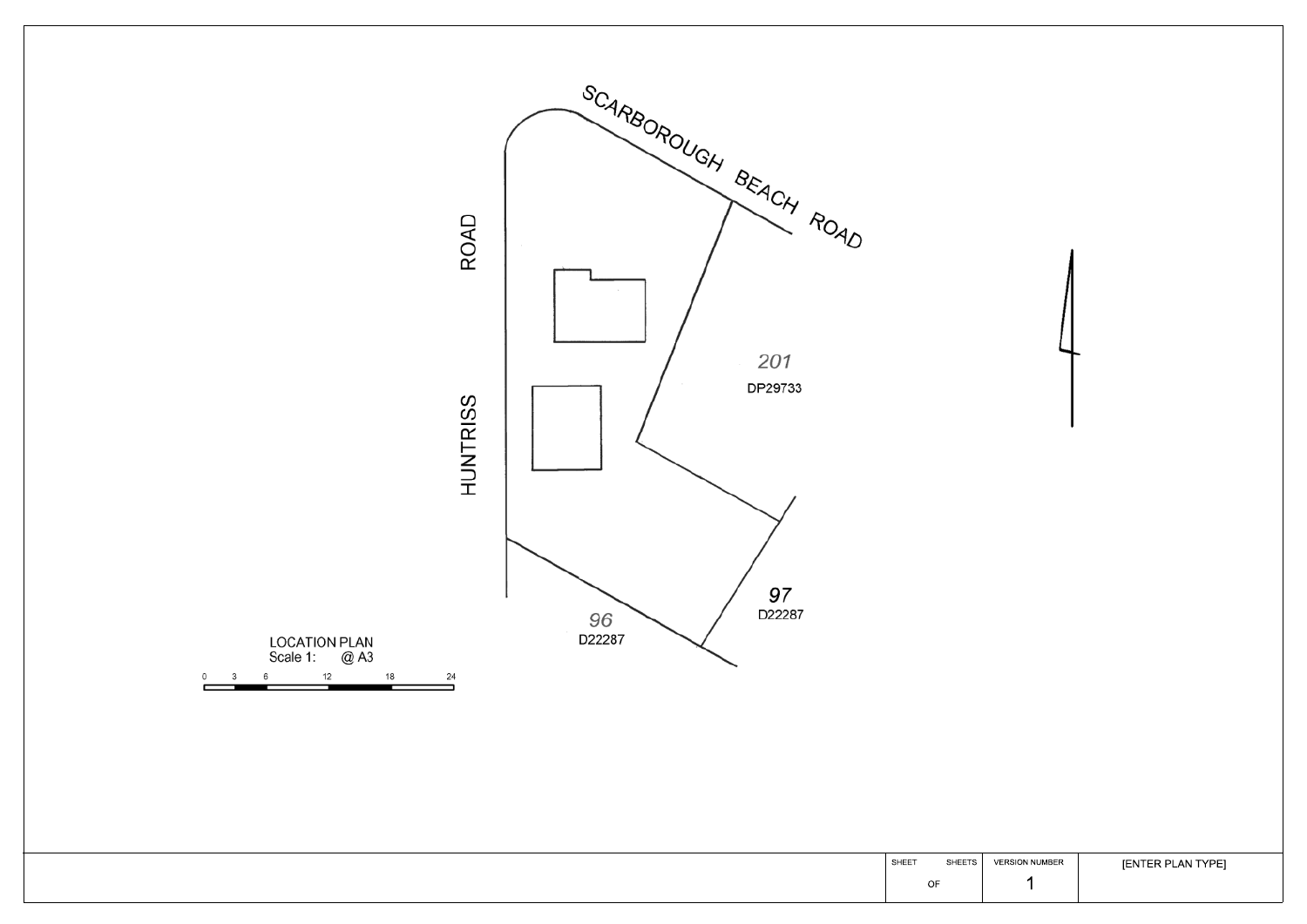SCARBOROUGH BEACH ROAD

HUNTRISS ROAD

201
DP29733

97
D22287

96
D22287

LOCATION PLAN
Scale 1: @ A3

0 3 6 12 18 24

| SHEET | SHEETS | VERSION NUMBER | [ENTER PLAN TYPE] |
|---|---|---|---|
| OF | | 1 | |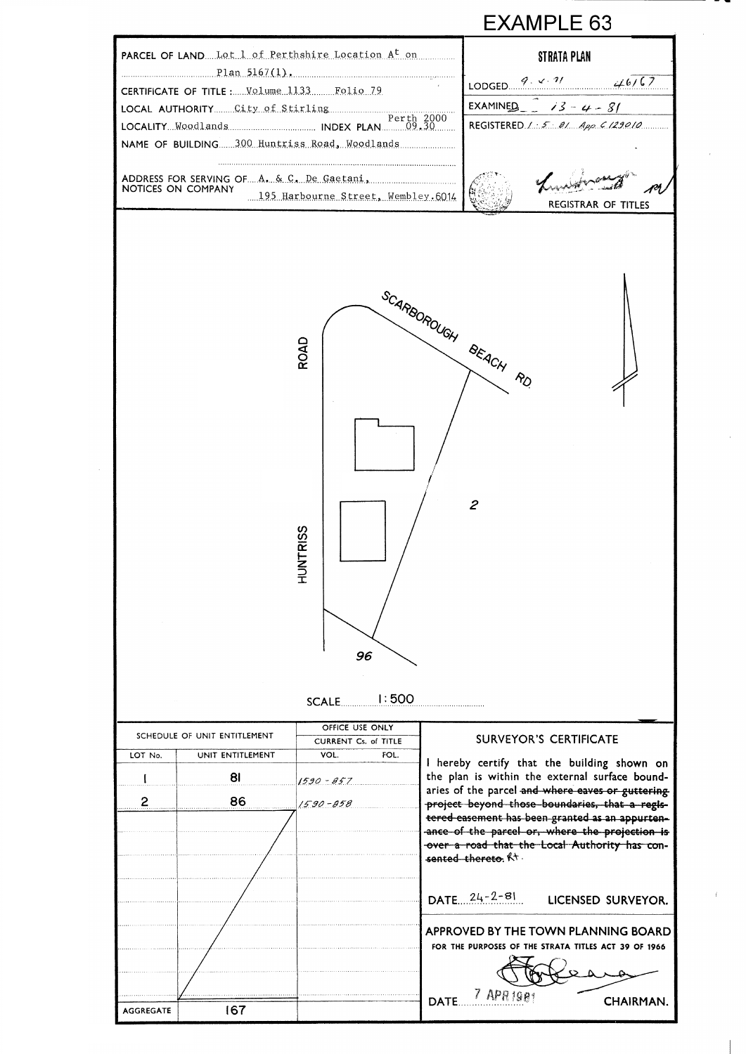# EXAMPLE 63

PARCEL OF LAND Lot 1 of Perthshire Location A^t on Plan 5167(1).

CERTIFICATE OF TITLE : Volume 1133 Folio 79

LOCAL AUTHORITY City of Stirling

LOCALITY Woodlands INDEX PLAN Perth 2000 09.30

NAME OF BUILDING 300 Huntriss Road, Woodlands

ADDRESS FOR SERVING OF NOTICES ON COMPANY A. & C. De Gaetani, 195 Harbourne Street, Wembley.6014

**STRATA PLAN**

LODGED 9. 4. 81 46167

EXAMINED 13 - 4 - 81

REGISTERED 1 - 5 - 81 App. C 129010

REGISTRAR OF TITLES

SCARBOROUGH BEACH RD

HUNTRISS ROAD

2

96

SCALE 1:500

| SCHEDULE OF UNIT ENTITLEMENT | | OFFICE USE ONLY CURRENT Cs. of TITLE | |
|---|---|---|---|
| LOT No. | UNIT ENTITLEMENT | VOL. | FOL. |
| 1 | 81 | 1590 - 857 | |
| 2 | 86 | 1590 - 858 | |
| AGGREGATE | 167 | | |

**SURVEYOR'S CERTIFICATE**

I hereby certify that the building shown on the plan is within the external surface boundaries of the parcel ~~and where eaves or guttering project beyond those boundaries, that a registered easement has been granted as an appurtenance of the parcel or, where the projection is over a road that the Local Authority has consented thereto.~~ RT.

DATE 24-2-81 LICENSED SURVEYOR.

APPROVED BY THE TOWN PLANNING BOARD
FOR THE PURPOSES OF THE STRATA TITLES ACT 39 OF 1966

DATE 7 APR 1981 CHAIRMAN.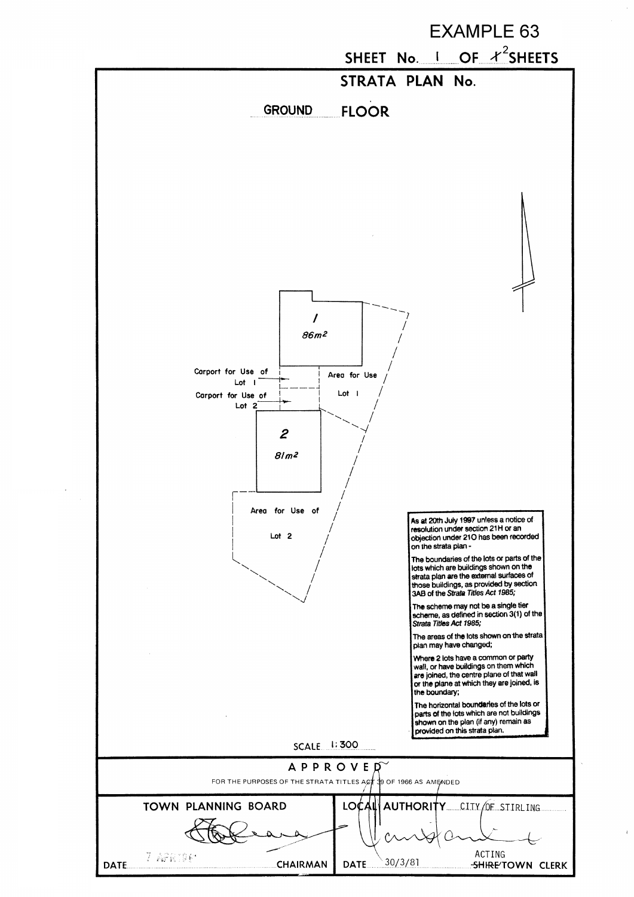EXAMPLE 63

SHEET No. 1 OF ~~1~~ 2 SHEETS

## STRATA PLAN No.

### GROUND FLOOR

1

86m2

Carport for Use of Lot 1

Carport for Use of Lot 2

Area for Use Lot 1

2

81m2

Area for Use of Lot 2

As at 20th July 1997 unless a notice of resolution under section 21H or an objection under 21O has been recorded on the strata plan -

The boundaries of the lots or parts of the lots which are buildings shown on the strata plan are the external surfaces of those buildings, as provided by section 3AB of the *Strata Titles Act 1985;*

The scheme may not be a single tier scheme, as defined in section 3(1) of the *Strata Titles Act 1985;*

The areas of the lots shown on the strata plan may have changed;

Where 2 lots have a common or party wall, or have buildings on them which are joined, the centre plane of that wall or the plane at which they are joined, is the boundary;

The horizontal boundaries of the lots or parts of the lots which are not buildings shown on the plan (if any) remain as provided on this strata plan.

SCALE 1:300

**APPROVED**

FOR THE PURPOSES OF THE STRATA TITLES ACT 39 OF 1966 AS AMENDED

| TOWN PLANNING BOARD | LOCAL AUTHORITY CITY OF STIRLING |
| --- | --- |
| DATE 7 APR 1981 CHAIRMAN | DATE 30/3/81 ACTING ~~SHIRE~~/TOWN CLERK |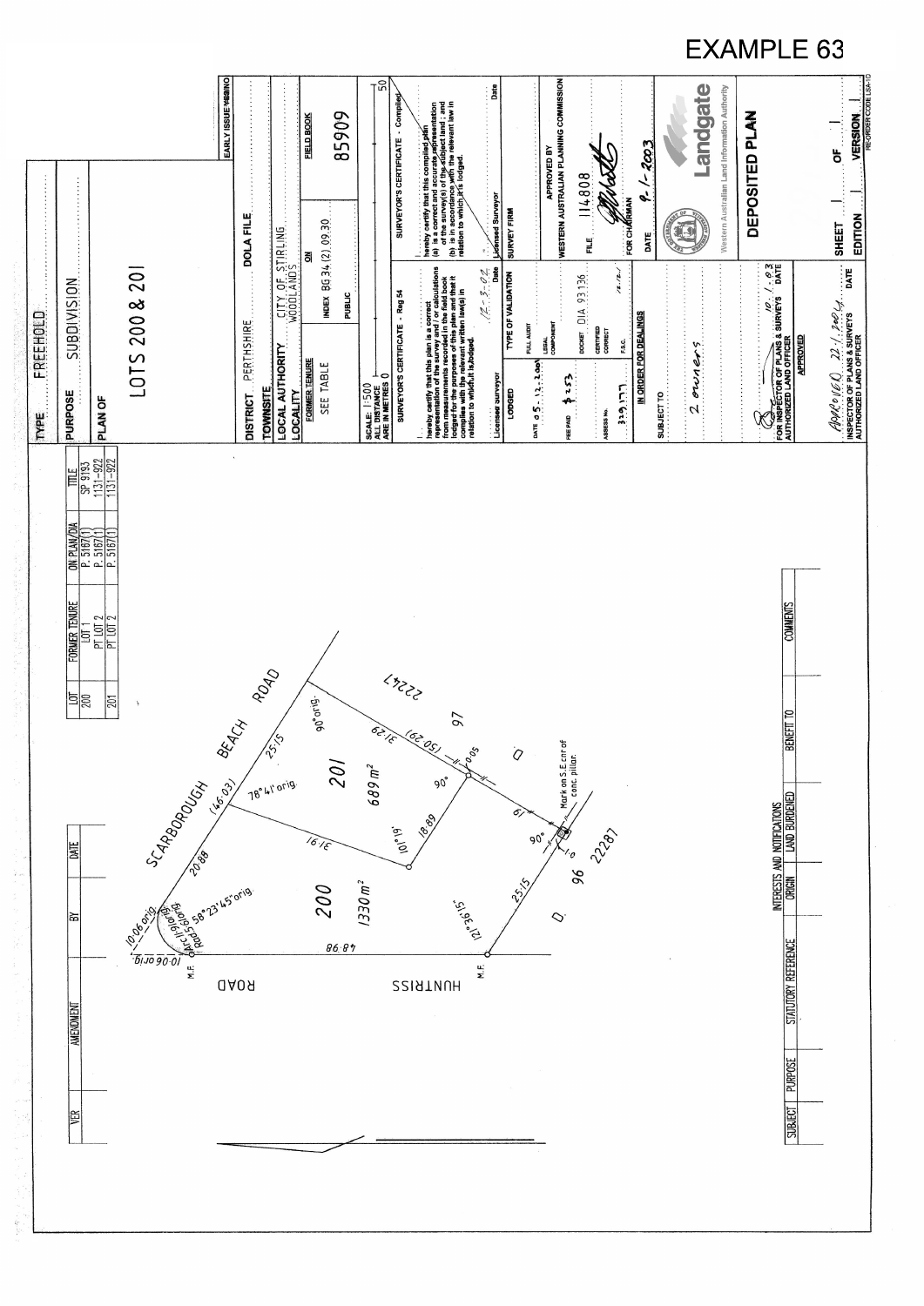# EXAMPLE 63

TYPE: FREEHOLD

PURPOSE: SUBDIVISION

PLAN OF

LOTS 200 & 201

| LOT | FORMER TENURE | ON PLAN/DIA | TITLE |
|---|---|---|---|
| 200 | LOT 1 | P. 5167(1) | SP 9193 |
| | PT LOT 2 | P. 5167(1) | 1131-922 |
| 201 | PT LOT 2 | P. 5167(1) | 1131-922 |

SCARBOROUGH BEACH ROAD

HUNTRISS ROAD

200
1330m²

201
689 m²

20.88 (46.03) 25.15
10.06 orig
Arc 11.91 orig
Rad 5.61 orig
58°23'45" orig
78°41' orig
90° orig
31.29 (150.29)
0.05
90°
18.89
101°19'
31.91
86.84
121°36'15"
25.15
90°
61
Mark on S.E cnr of conc. pillar
M.F.
M.F.
22247
97
D
96
22287
D

| VER | AMENDMENT | BY | DATE |
|---|---|---|---|
| | | | |

INTERESTS AND NOTIFICATIONS

| SUBJECT | PURPOSE | STATUTORY REFERENCE | ORIGIN | LAND BURDENED | BENEFIT TO | COMMENTS |
|---|---|---|---|---|---|---|
| | | | | | | |

DISTRICT: PERTHSHIRE
DOLA FILE
TOWNSITE
LOCAL AUTHORITY: CITY OF STIRLING
LOCALITY: WOODLANDS

FORMER TENURE: SEE TABLE
INDEX: BG 34 (2) 09.30
ON
PUBLIC
FIELD BOOK: 85909

SCALE 1:500
ALL DISTANCES ARE IN METRES 0 — 50

EARLY ISSUE YES/NO

SURVEYOR'S CERTIFICATE - Reg 54

I hereby certify that this plan is a correct representation of the survey and / or calculations from measurements recorded in the field book lodged for the purposes of this plan and that it complies with the relevant written law(s) in relation to which it is lodged.

12-3-02
Licensed Surveyor — Date

SURVEYOR'S CERTIFICATE - Compiled

I hereby certify that this compiled plan
(a) is a correct and accurate representation of the survey(s) of the subject land; and
(b) is in accordance with the relevant law in relation to which it is lodged.

Licensed Surveyor — Date

SURVEYOR FIRM

LODGED
DATE 05.12.2001
FEE PAID $253
ASSESS No. 329177

TYPE OF VALIDATION
FULL AUDIT
LEGAL COMPONENT
DOCKET DIA 93136
CERTIFIED CORRECT
F&C 12/12/1

IN ORDER FOR DEALINGS
SUBJECT TO
2 owners

FOR INSPECTOR OF PLANS & SURVEYS
AUTHORIZED LAND OFFICER
10/1/03
DATE
APPROVED

Approved 22.1.2004
INSPECTOR OF PLANS & SURVEYS
AUTHORIZED LAND OFFICER
DATE

APPROVED BY
WESTERN AUSTRALIAN PLANNING COMMISSION
FILE 114808
FOR CHAIRMAN
DATE 9-1-2003

Landgate
Western Australian Land Information Authority

DEPOSITED PLAN

SHEET 1 OF 1
EDITION 1 VERSION 1
RE-ORDER CODE LSA-10